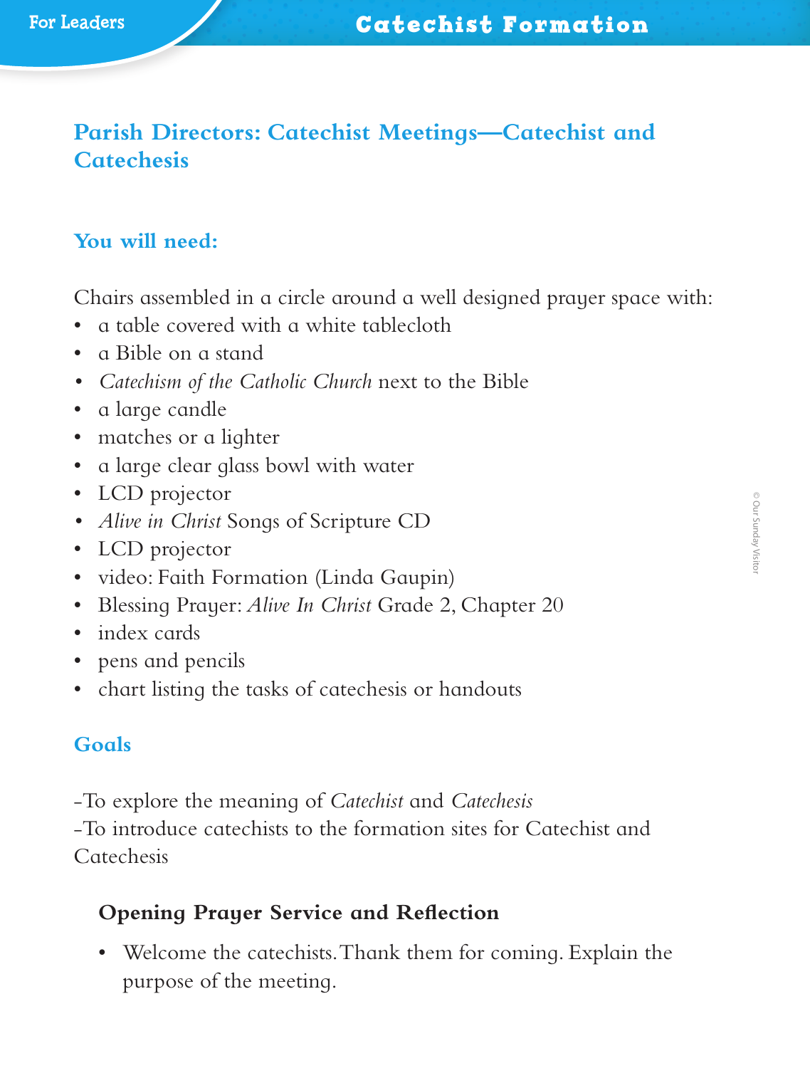# Parish Directors: Catechist Meetings—Catechist and Catechesis

## You will need:

Chairs assembled in a circle around a well designed prayer space with:

- a table covered with a white tablecloth
- a Bible on a stand
- *Catechism of the Catholic Church* next to the Bible
- a large candle
- matches or a lighter
- a large clear glass bowl with water
- LCD projector
- *Alive in Christ* Songs of Scripture CD
- LCD projector
- video: Faith Formation (Linda Gaupin)
- Blessing Prayer: *Alive In Christ* Grade 2, Chapter 20
- index cards
- pens and pencils
- chart listing the tasks of catechesis or handouts

## Goals

-To explore the meaning of *Catechist* and *Catechesis*
-To introduce catechists to the formation sites for Catechist and Catechesis

### Opening Prayer Service and Reflection

- Welcome the catechists. Thank them for coming. Explain the purpose of the meeting.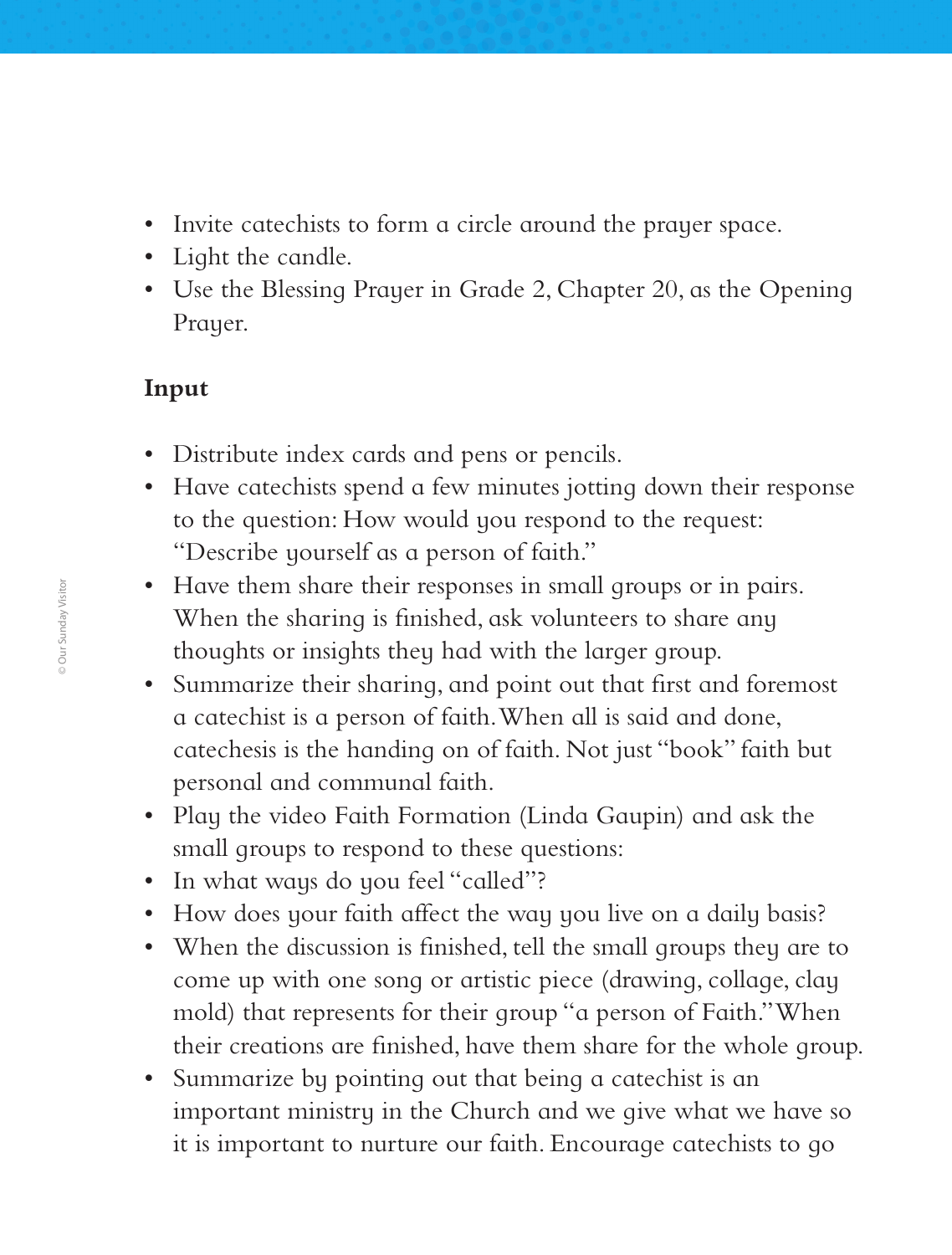- Invite catechists to form a circle around the prayer space.
- Light the candle.
- Use the Blessing Prayer in Grade 2, Chapter 20, as the Opening Prayer.

**Input**

- Distribute index cards and pens or pencils.
- Have catechists spend a few minutes jotting down their response to the question: How would you respond to the request: "Describe yourself as a person of faith."
- Have them share their responses in small groups or in pairs. When the sharing is finished, ask volunteers to share any thoughts or insights they had with the larger group.
- Summarize their sharing, and point out that first and foremost a catechist is a person of faith. When all is said and done, catechesis is the handing on of faith. Not just "book" faith but personal and communal faith.
- Play the video Faith Formation (Linda Gaupin) and ask the small groups to respond to these questions:
- In what ways do you feel "called"?
- How does your faith affect the way you live on a daily basis?
- When the discussion is finished, tell the small groups they are to come up with one song or artistic piece (drawing, collage, clay mold) that represents for their group "a person of Faith." When their creations are finished, have them share for the whole group.
- Summarize by pointing out that being a catechist is an important ministry in the Church and we give what we have so it is important to nurture our faith. Encourage catechists to go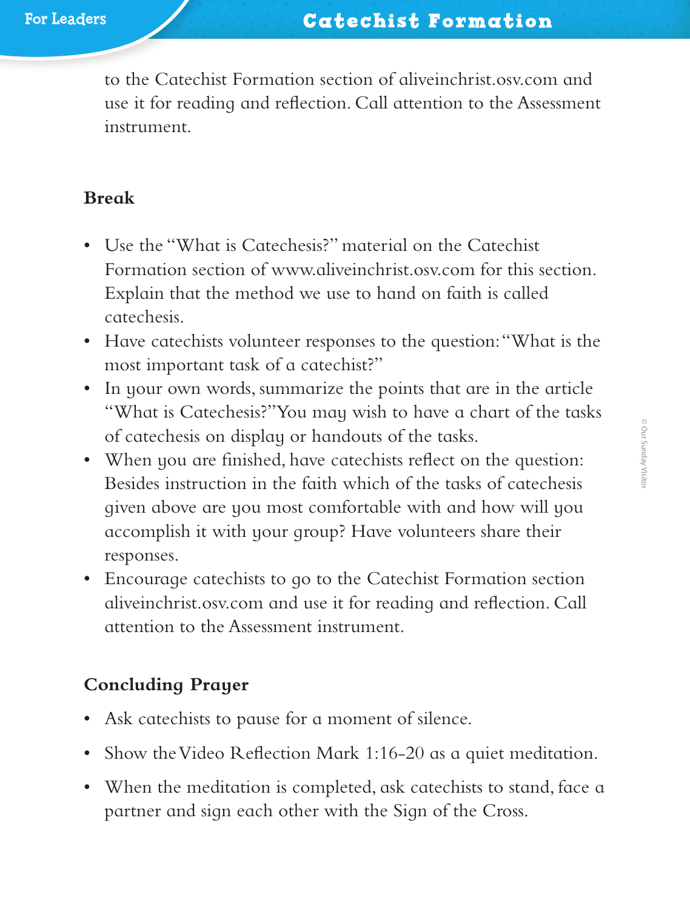to the Catechist Formation section of aliveinchrist.osv.com and use it for reading and reflection. Call attention to the Assessment instrument.

**Break**

- Use the "What is Catechesis?" material on the Catechist Formation section of www.aliveinchrist.osv.com for this section. Explain that the method we use to hand on faith is called catechesis.
- Have catechists volunteer responses to the question: "What is the most important task of a catechist?"
- In your own words, summarize the points that are in the article "What is Catechesis?" You may wish to have a chart of the tasks of catechesis on display or handouts of the tasks.
- When you are finished, have catechists reflect on the question: Besides instruction in the faith which of the tasks of catechesis given above are you most comfortable with and how will you accomplish it with your group? Have volunteers share their responses.
- Encourage catechists to go to the Catechist Formation section aliveinchrist.osv.com and use it for reading and reflection. Call attention to the Assessment instrument.

**Concluding Prayer**

- Ask catechists to pause for a moment of silence.
- Show the Video Reflection Mark 1:16-20 as a quiet meditation.
- When the meditation is completed, ask catechists to stand, face a partner and sign each other with the Sign of the Cross.